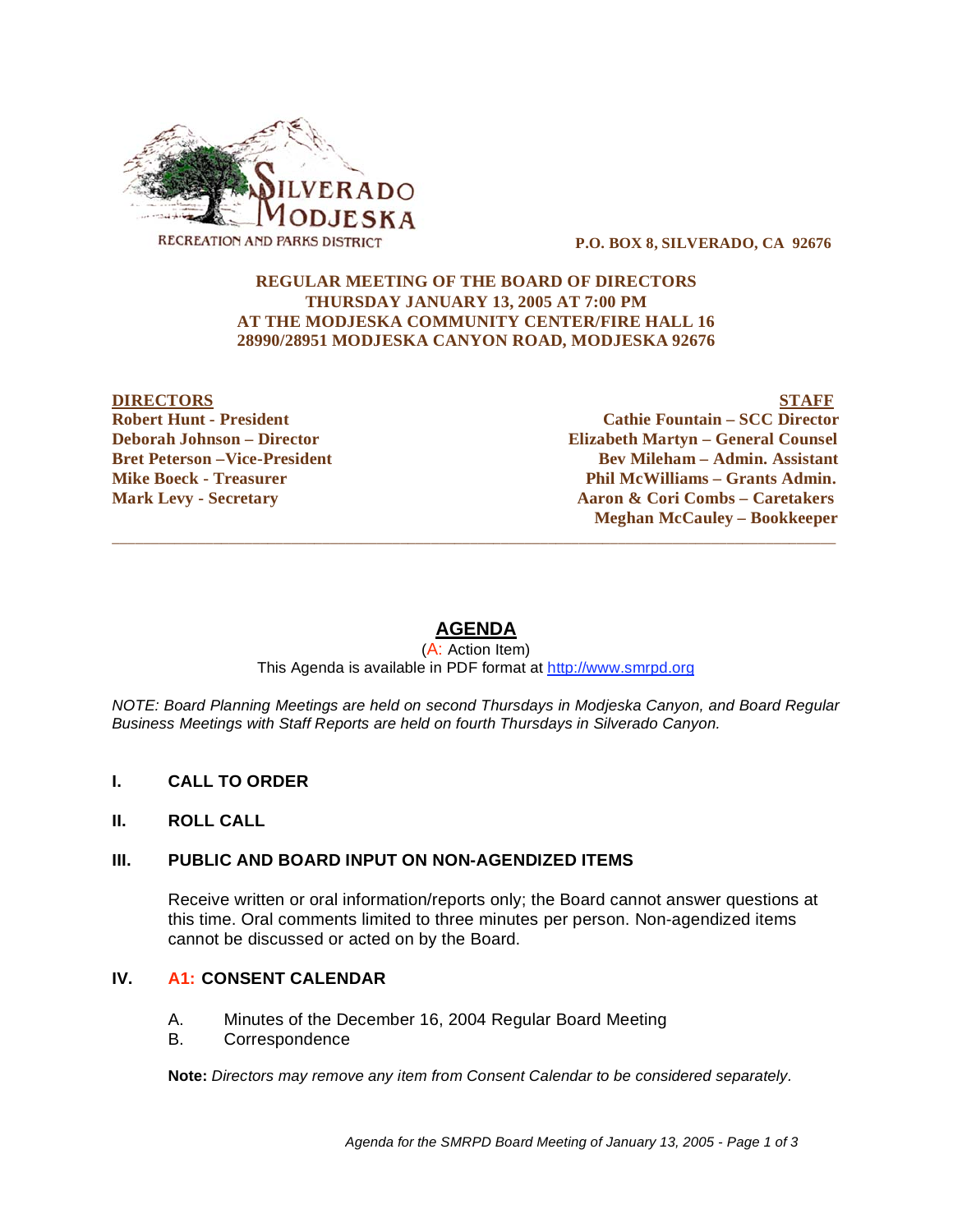SILVERADO MODJESKA
RECREATION AND PARKS DISTRICT

**P.O. BOX 8, SILVERADO, CA 92676**

**REGULAR MEETING OF THE BOARD OF DIRECTORS**
**THURSDAY JANUARY 13, 2005 AT 7:00 PM**
**AT THE MODJESKA COMMUNITY CENTER/FIRE HALL 16**
**28990/28951 MODJESKA CANYON ROAD, MODJESKA 92676**

| **DIRECTORS** | **STAFF** |
|---|---|
| **Robert Hunt - President** | **Cathie Fountain – SCC Director** |
| **Deborah Johnson – Director** | **Elizabeth Martyn – General Counsel** |
| **Bret Peterson –Vice-President** | **Bev Mileham – Admin. Assistant** |
| **Mike Boeck - Treasurer** | **Phil McWilliams – Grants Admin.** |
| **Mark Levy - Secretary** | **Aaron & Cori Combs – Caretakers** |
| | **Meghan McCauley – Bookkeeper** |

---

# AGENDA

(A: Action Item)
This Agenda is available in PDF format at http://www.smrpd.org

*NOTE: Board Planning Meetings are held on second Thursdays in Modjeska Canyon, and Board Regular Business Meetings with Staff Reports are held on fourth Thursdays in Silverado Canyon.*

## I. CALL TO ORDER

## II. ROLL CALL

## III. PUBLIC AND BOARD INPUT ON NON-AGENDIZED ITEMS

Receive written or oral information/reports only; the Board cannot answer questions at this time. Oral comments limited to three minutes per person. Non-agendized items cannot be discussed or acted on by the Board.

## IV. A1: CONSENT CALENDAR

A. Minutes of the December 16, 2004 Regular Board Meeting
B. Correspondence

**Note:** *Directors may remove any item from Consent Calendar to be considered separately.*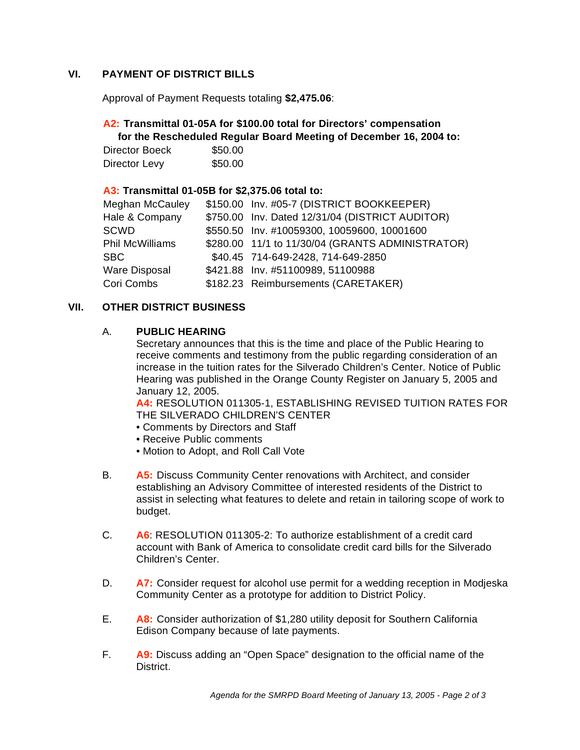## VI. PAYMENT OF DISTRICT BILLS

Approval of Payment Requests totaling **$2,475.06**:

**A2: Transmittal 01-05A for $100.00 total for Directors' compensation for the Rescheduled Regular Board Meeting of December 16, 2004 to:**

| | |
|---|---|
| Director Boeck | $50.00 |
| Director Levy | $50.00 |

**A3: Transmittal 01-05B for $2,375.06 total to:**

| | | |
|---|---|---|
| Meghan McCauley | $150.00 | Inv. #05-7 (DISTRICT BOOKKEEPER) |
| Hale & Company | $750.00 | Inv. Dated 12/31/04 (DISTRICT AUDITOR) |
| SCWD | $550.50 | Inv. #10059300, 10059600, 10001600 |
| Phil McWilliams | $280.00 | 11/1 to 11/30/04 (GRANTS ADMINISTRATOR) |
| SBC | $40.45 | 714-649-2428, 714-649-2850 |
| Ware Disposal | $421.88 | Inv. #51100989, 51100988 |
| Cori Combs | $182.23 | Reimbursements (CARETAKER) |

## VII. OTHER DISTRICT BUSINESS

A. **PUBLIC HEARING**

Secretary announces that this is the time and place of the Public Hearing to receive comments and testimony from the public regarding consideration of an increase in the tuition rates for the Silverado Children's Center. Notice of Public Hearing was published in the Orange County Register on January 5, 2005 and January 12, 2005.

**A4:** RESOLUTION 011305-1, ESTABLISHING REVISED TUITION RATES FOR THE SILVERADO CHILDREN'S CENTER

- Comments by Directors and Staff
- Receive Public comments
- Motion to Adopt, and Roll Call Vote

B. **A5:** Discuss Community Center renovations with Architect, and consider establishing an Advisory Committee of interested residents of the District to assist in selecting what features to delete and retain in tailoring scope of work to budget.

C. **A6**: RESOLUTION 011305-2: To authorize establishment of a credit card account with Bank of America to consolidate credit card bills for the Silverado Children's Center.

D. **A7:** Consider request for alcohol use permit for a wedding reception in Modjeska Community Center as a prototype for addition to District Policy.

E. **A8:** Consider authorization of $1,280 utility deposit for Southern California Edison Company because of late payments.

F. **A9:** Discuss adding an "Open Space" designation to the official name of the District.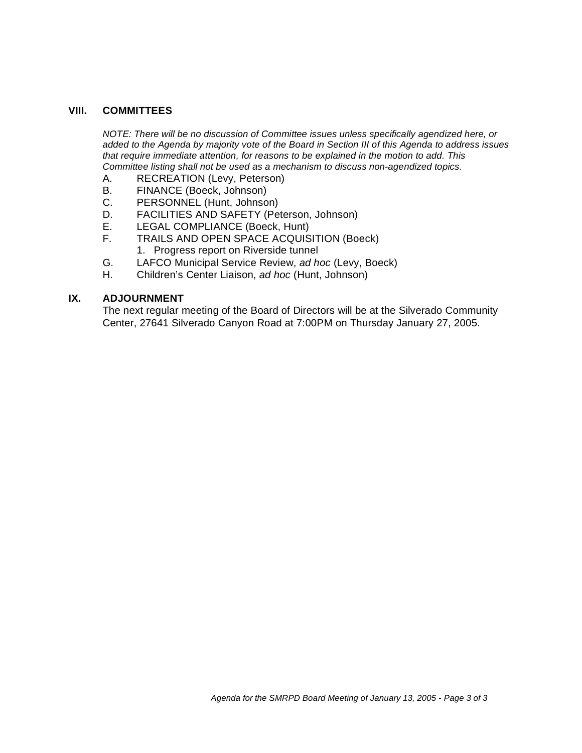## VIII. COMMITTEES

*NOTE: There will be no discussion of Committee issues unless specifically agendized here, or added to the Agenda by majority vote of the Board in Section III of this Agenda to address issues that require immediate attention, for reasons to be explained in the motion to add. This Committee listing shall not be used as a mechanism to discuss non-agendized topics.*

A. RECREATION (Levy, Peterson)
B. FINANCE (Boeck, Johnson)
C. PERSONNEL (Hunt, Johnson)
D. FACILITIES AND SAFETY (Peterson, Johnson)
E. LEGAL COMPLIANCE (Boeck, Hunt)
F. TRAILS AND OPEN SPACE ACQUISITION (Boeck)
   1. Progress report on Riverside tunnel
G. LAFCO Municipal Service Review, *ad hoc* (Levy, Boeck)
H. Children's Center Liaison, *ad hoc* (Hunt, Johnson)

## IX. ADJOURNMENT

The next regular meeting of the Board of Directors will be at the Silverado Community Center, 27641 Silverado Canyon Road at 7:00PM on Thursday January 27, 2005.